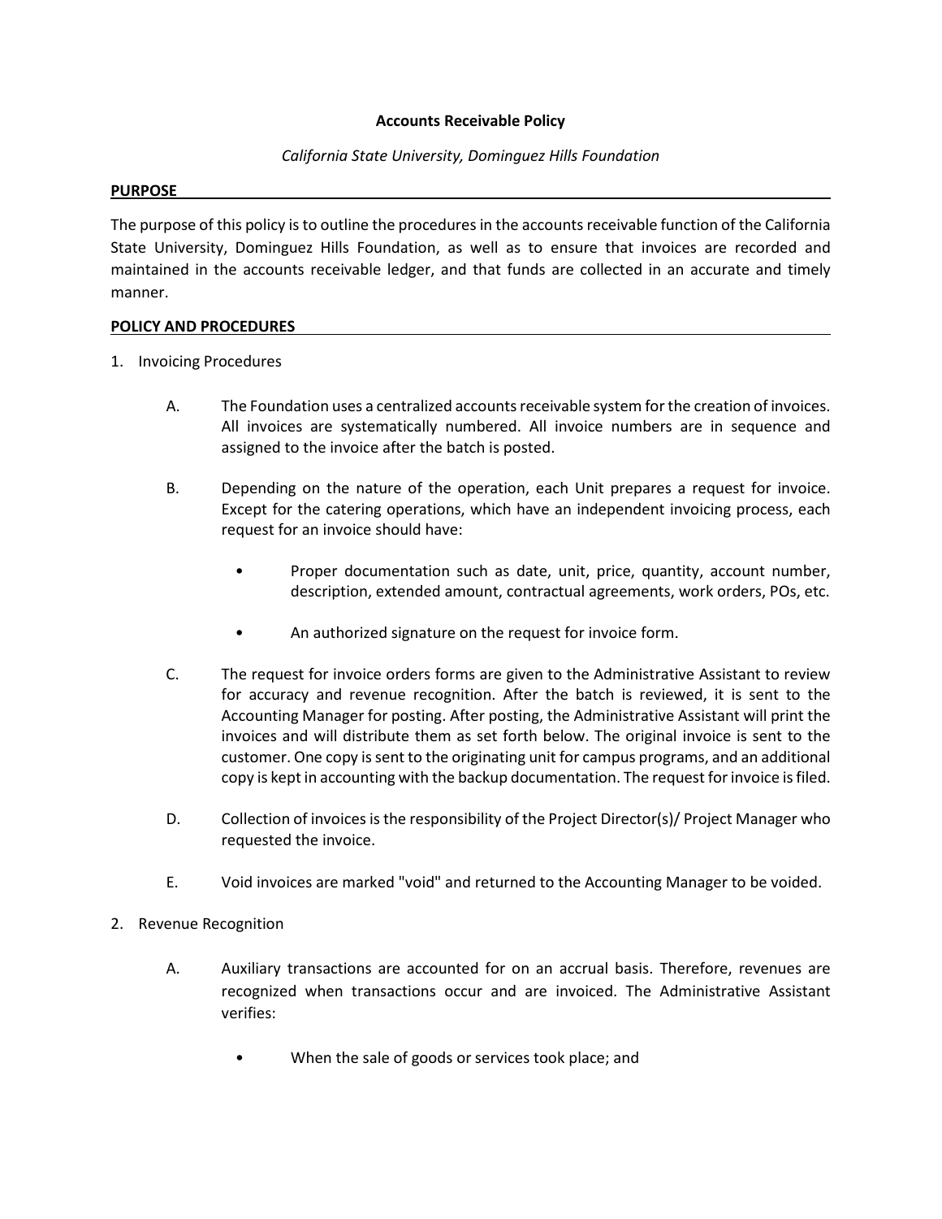# Accounts Receivable Policy

*California State University, Dominguez Hills Foundation*

## PURPOSE

The purpose of this policy is to outline the procedures in the accounts receivable function of the California State University, Dominguez Hills Foundation, as well as to ensure that invoices are recorded and maintained in the accounts receivable ledger, and that funds are collected in an accurate and timely manner.

## POLICY AND PROCEDURES

1. Invoicing Procedures

   A. The Foundation uses a centralized accounts receivable system for the creation of invoices. All invoices are systematically numbered. All invoice numbers are in sequence and assigned to the invoice after the batch is posted.

   B. Depending on the nature of the operation, each Unit prepares a request for invoice. Except for the catering operations, which have an independent invoicing process, each request for an invoice should have:

      - Proper documentation such as date, unit, price, quantity, account number, description, extended amount, contractual agreements, work orders, POs, etc.
      - An authorized signature on the request for invoice form.

   C. The request for invoice orders forms are given to the Administrative Assistant to review for accuracy and revenue recognition. After the batch is reviewed, it is sent to the Accounting Manager for posting. After posting, the Administrative Assistant will print the invoices and will distribute them as set forth below. The original invoice is sent to the customer. One copy is sent to the originating unit for campus programs, and an additional copy is kept in accounting with the backup documentation. The request for invoice is filed.

   D. Collection of invoices is the responsibility of the Project Director(s)/ Project Manager who requested the invoice.

   E. Void invoices are marked "void" and returned to the Accounting Manager to be voided.

2. Revenue Recognition

   A. Auxiliary transactions are accounted for on an accrual basis. Therefore, revenues are recognized when transactions occur and are invoiced. The Administrative Assistant verifies:

      - When the sale of goods or services took place; and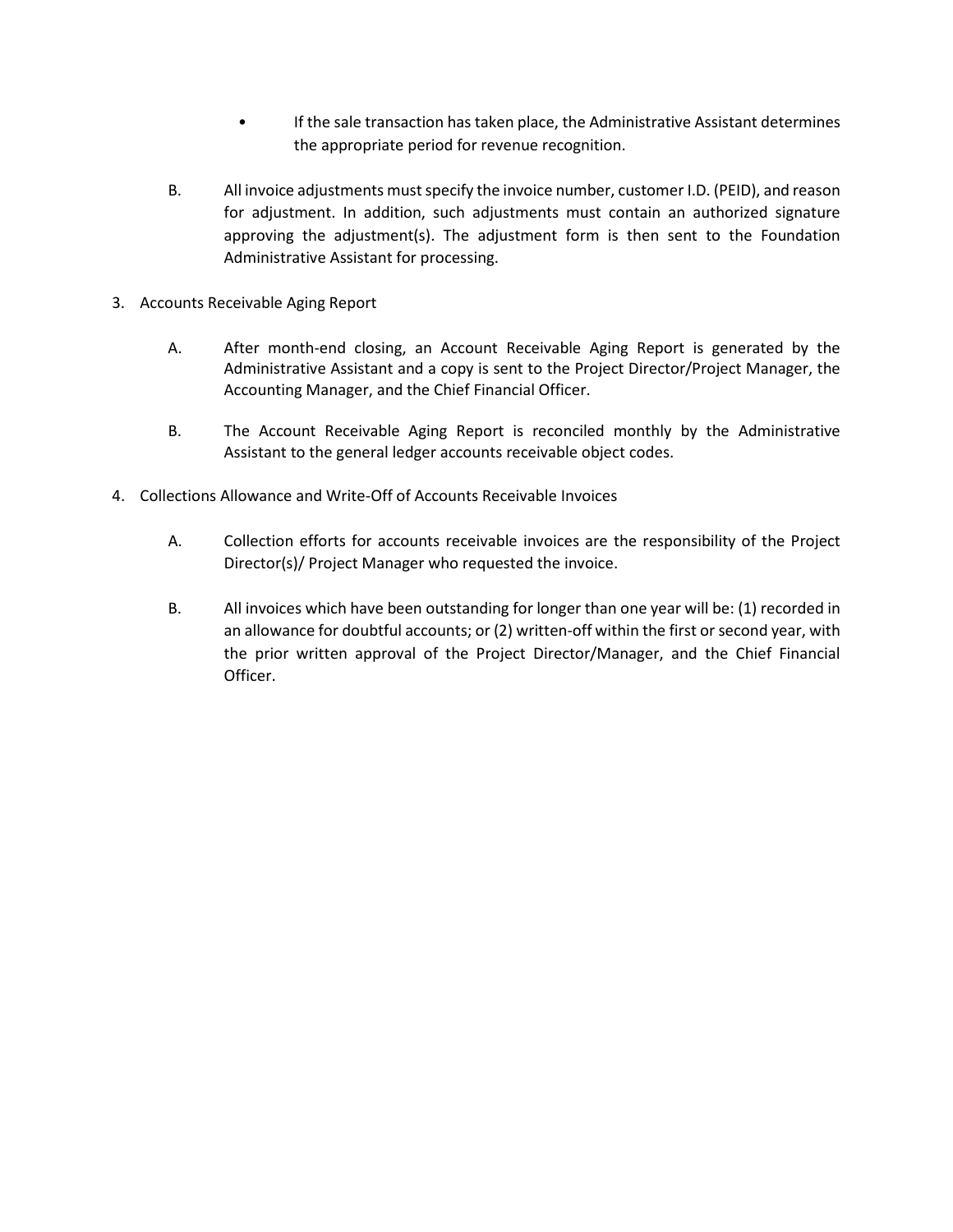- If the sale transaction has taken place, the Administrative Assistant determines the appropriate period for revenue recognition.

B. All invoice adjustments must specify the invoice number, customer I.D. (PEID), and reason for adjustment. In addition, such adjustments must contain an authorized signature approving the adjustment(s). The adjustment form is then sent to the Foundation Administrative Assistant for processing.

3. Accounts Receivable Aging Report

   A. After month-end closing, an Account Receivable Aging Report is generated by the Administrative Assistant and a copy is sent to the Project Director/Project Manager, the Accounting Manager, and the Chief Financial Officer.

   B. The Account Receivable Aging Report is reconciled monthly by the Administrative Assistant to the general ledger accounts receivable object codes.

4. Collections Allowance and Write-Off of Accounts Receivable Invoices

   A. Collection efforts for accounts receivable invoices are the responsibility of the Project Director(s)/ Project Manager who requested the invoice.

   B. All invoices which have been outstanding for longer than one year will be: (1) recorded in an allowance for doubtful accounts; or (2) written-off within the first or second year, with the prior written approval of the Project Director/Manager, and the Chief Financial Officer.